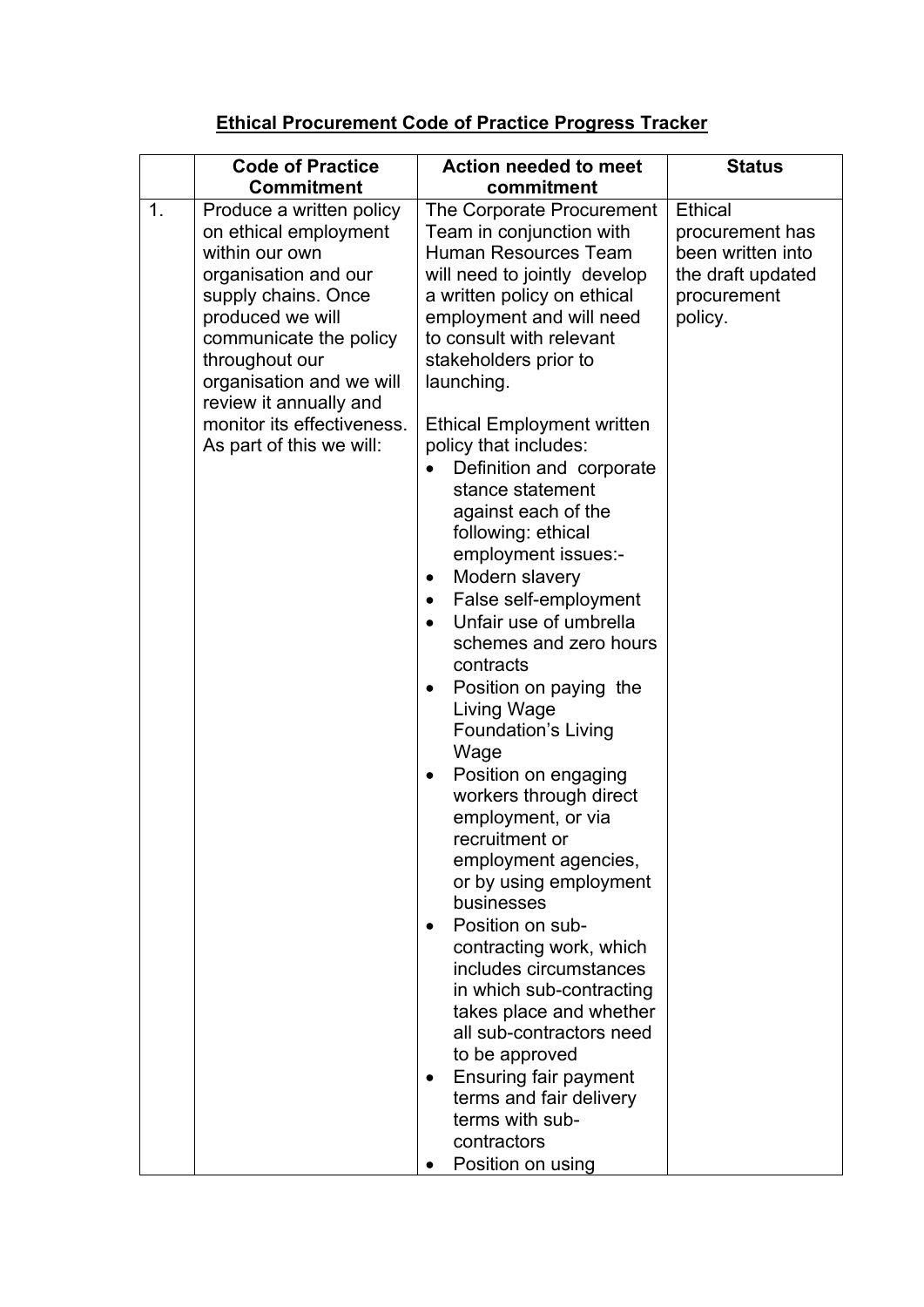**Ethical Procurement Code of Practice Progress Tracker**

| | Code of Practice Commitment | Action needed to meet commitment | Status |
|---|---|---|---|
| 1. | Produce a written policy on ethical employment within our own organisation and our supply chains. Once produced we will communicate the policy throughout our organisation and we will review it annually and monitor its effectiveness. As part of this we will: | The Corporate Procurement Team in conjunction with Human Resources Team will need to jointly develop a written policy on ethical employment and will need to consult with relevant stakeholders prior to launching.<br><br>Ethical Employment written policy that includes:<br>• Definition and corporate stance statement against each of the following: ethical employment issues:-<br>• Modern slavery<br>• False self-employment<br>• Unfair use of umbrella schemes and zero hours contracts<br>• Position on paying the Living Wage Foundation's Living Wage<br>• Position on engaging workers through direct employment, or via recruitment or employment agencies, or by using employment businesses<br>• Position on sub-contracting work, which includes circumstances in which sub-contracting takes place and whether all sub-contractors need to be approved<br>• Ensuring fair payment terms and fair delivery terms with sub-contractors<br>• Position on using | Ethical procurement has been written into the draft updated procurement policy. |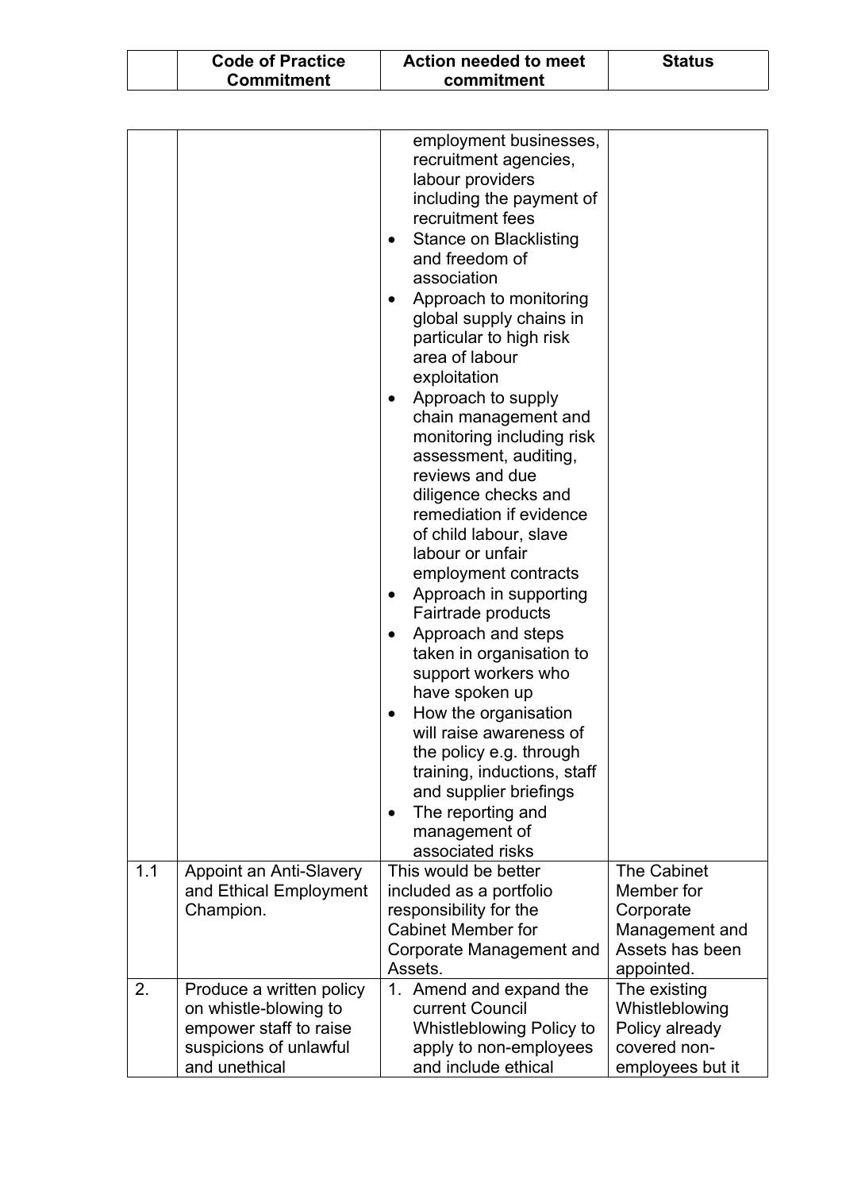|  | Code of Practice Commitment | Action needed to meet commitment | Status |
|---|---|---|---|
|  |  | employment businesses, recruitment agencies, labour providers including the payment of recruitment fees<br>• Stance on Blacklisting and freedom of association<br>• Approach to monitoring global supply chains in particular to high risk area of labour exploitation<br>• Approach to supply chain management and monitoring including risk assessment, auditing, reviews and due diligence checks and remediation if evidence of child labour, slave labour or unfair employment contracts<br>• Approach in supporting Fairtrade products<br>• Approach and steps taken in organisation to support workers who have spoken up<br>• How the organisation will raise awareness of the policy e.g. through training, inductions, staff and supplier briefings<br>• The reporting and management of associated risks |  |
| 1.1 | Appoint an Anti-Slavery and Ethical Employment Champion. | This would be better included as a portfolio responsibility for the Cabinet Member for Corporate Management and Assets. | The Cabinet Member for Corporate Management and Assets has been appointed. |
| 2. | Produce a written policy on whistle-blowing to empower staff to raise suspicions of unlawful and unethical | 1. Amend and expand the current Council Whistleblowing Policy to apply to non-employees and include ethical | The existing Whistleblowing Policy already covered non-employees but it |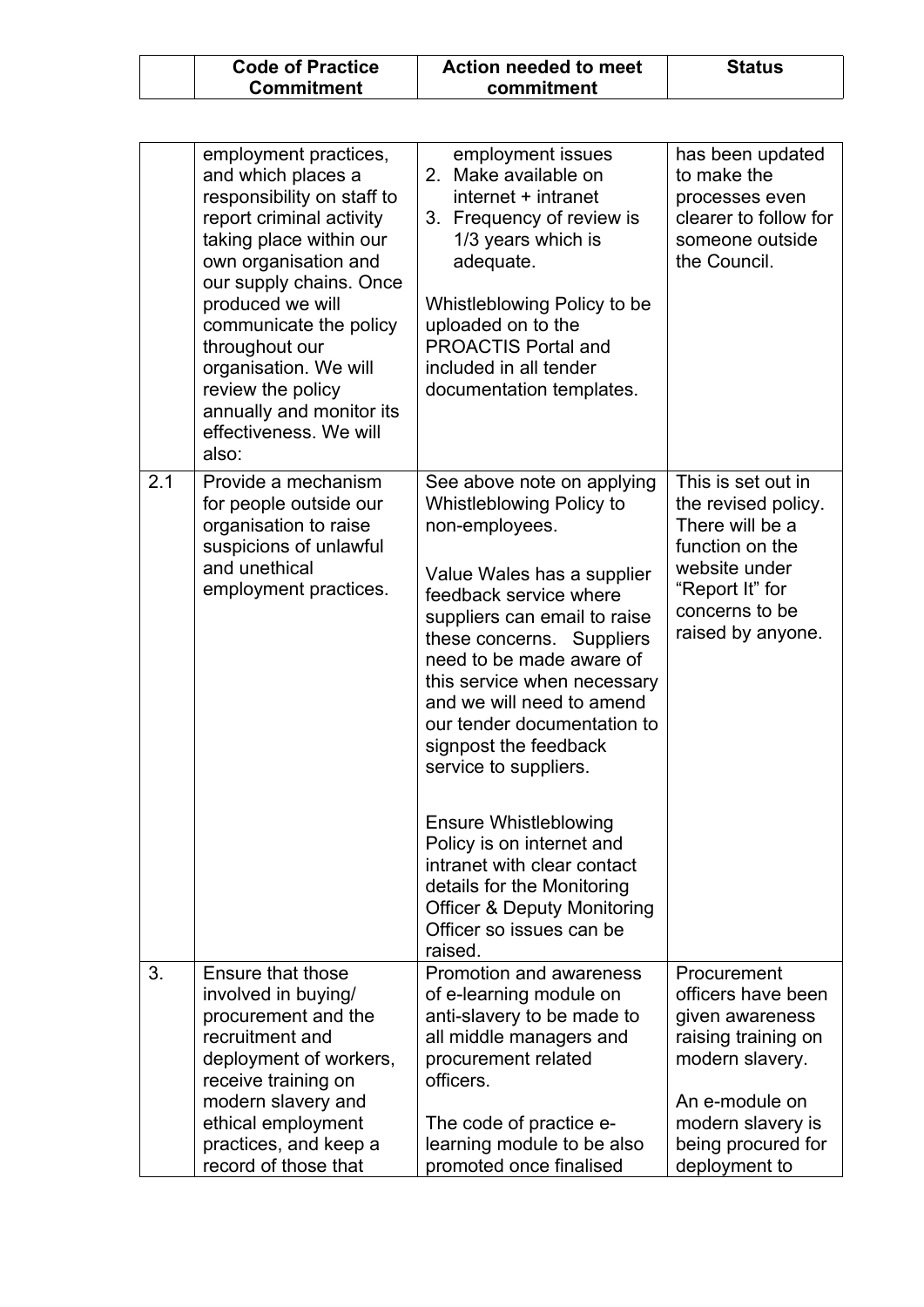| | Code of Practice Commitment | Action needed to meet commitment | Status |
|---|---|---|---|
| | employment practices, and which places a responsibility on staff to report criminal activity taking place within our own organisation and our supply chains. Once produced we will communicate the policy throughout our organisation. We will review the policy annually and monitor its effectiveness. We will also: | employment issues<br>2. Make available on internet + intranet<br>3. Frequency of review is 1/3 years which is adequate.<br><br>Whistleblowing Policy to be uploaded on to the PROACTIS Portal and included in all tender documentation templates. | has been updated to make the processes even clearer to follow for someone outside the Council. |
| 2.1 | Provide a mechanism for people outside our organisation to raise suspicions of unlawful and unethical employment practices. | See above note on applying Whistleblowing Policy to non-employees.<br><br>Value Wales has a supplier feedback service where suppliers can email to raise these concerns. Suppliers need to be made aware of this service when necessary and we will need to amend our tender documentation to signpost the feedback service to suppliers.<br><br>Ensure Whistleblowing Policy is on internet and intranet with clear contact details for the Monitoring Officer & Deputy Monitoring Officer so issues can be raised. | This is set out in the revised policy. There will be a function on the website under "Report It" for concerns to be raised by anyone. |
| 3. | Ensure that those involved in buying/ procurement and the recruitment and deployment of workers, receive training on modern slavery and ethical employment practices, and keep a record of those that | Promotion and awareness of e-learning module on anti-slavery to be made to all middle managers and procurement related officers.<br><br>The code of practice e-learning module to be also promoted once finalised | Procurement officers have been given awareness raising training on modern slavery.<br><br>An e-module on modern slavery is being procured for deployment to |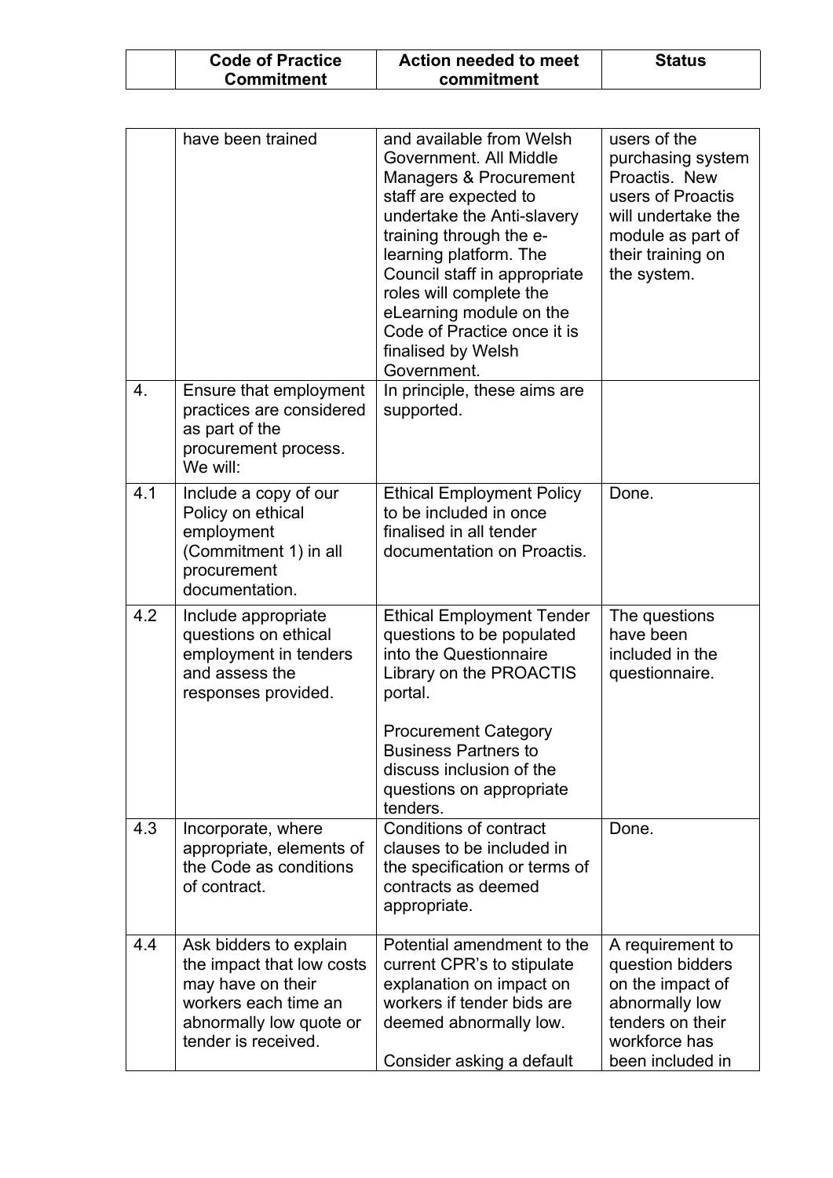|  | Code of Practice Commitment | Action needed to meet commitment | Status |
|---|---|---|---|
|  | have been trained | and available from Welsh Government. All Middle Managers & Procurement staff are expected to undertake the Anti-slavery training through the e-learning platform. The Council staff in appropriate roles will complete the eLearning module on the Code of Practice once it is finalised by Welsh Government. | users of the purchasing system Proactis. New users of Proactis will undertake the module as part of their training on the system. |
| 4. | Ensure that employment practices are considered as part of the procurement process. We will: | In principle, these aims are supported. |  |
| 4.1 | Include a copy of our Policy on ethical employment (Commitment 1) in all procurement documentation. | Ethical Employment Policy to be included in once finalised in all tender documentation on Proactis. | Done. |
| 4.2 | Include appropriate questions on ethical employment in tenders and assess the responses provided. | Ethical Employment Tender questions to be populated into the Questionnaire Library on the PROACTIS portal.<br><br>Procurement Category Business Partners to discuss inclusion of the questions on appropriate tenders. | The questions have been included in the questionnaire. |
| 4.3 | Incorporate, where appropriate, elements of the Code as conditions of contract. | Conditions of contract clauses to be included in the specification or terms of contracts as deemed appropriate. | Done. |
| 4.4 | Ask bidders to explain the impact that low costs may have on their workers each time an abnormally low quote or tender is received. | Potential amendment to the current CPR's to stipulate explanation on impact on workers if tender bids are deemed abnormally low.<br><br>Consider asking a default | A requirement to question bidders on the impact of abnormally low tenders on their workforce has been included in |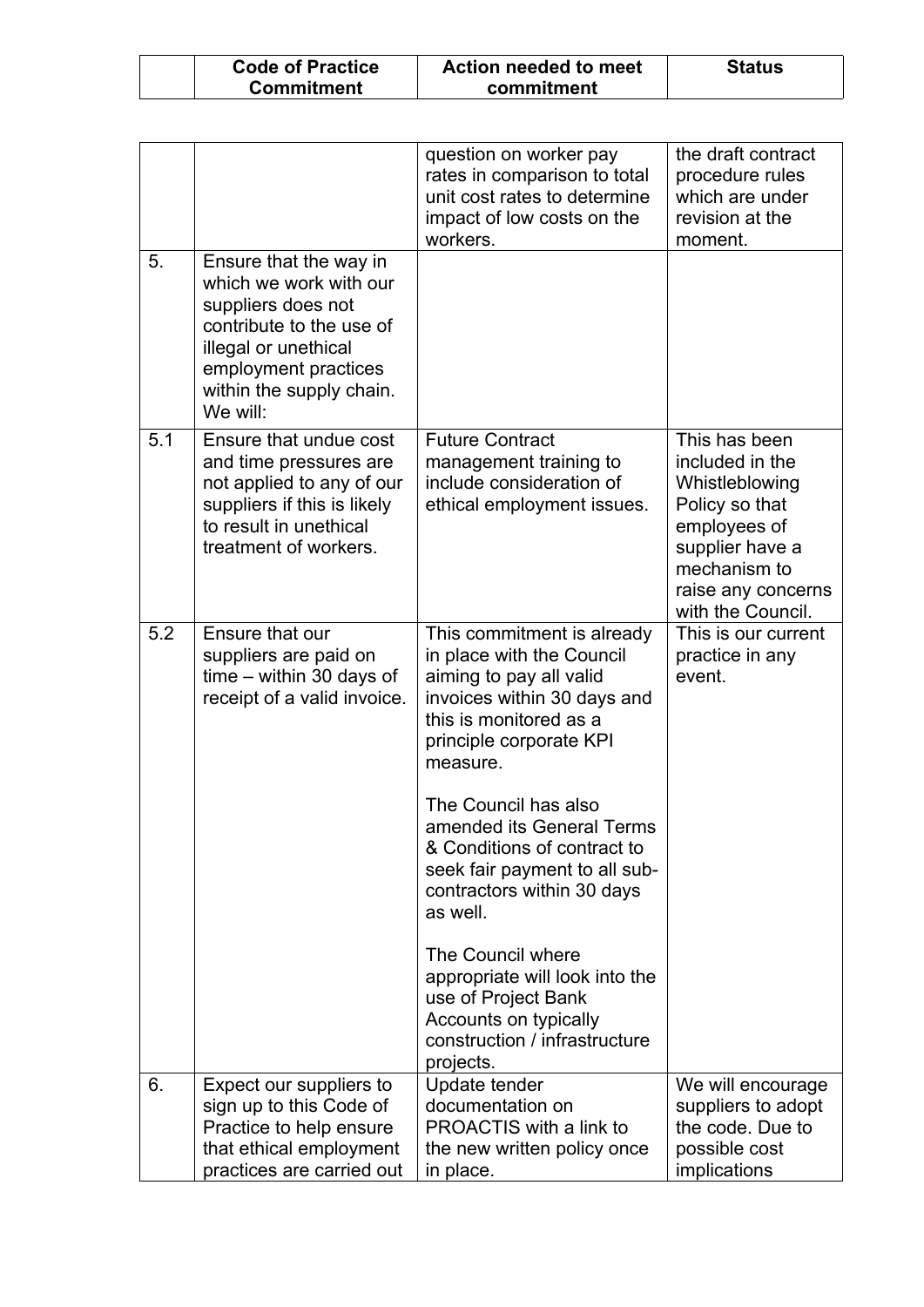|  | Code of Practice Commitment | Action needed to meet commitment | Status |
|---|---|---|---|
|  |  | question on worker pay rates in comparison to total unit cost rates to determine impact of low costs on the workers. | the draft contract procedure rules which are under revision at the moment. |
| 5. | Ensure that the way in which we work with our suppliers does not contribute to the use of illegal or unethical employment practices within the supply chain. We will: |  |  |
| 5.1 | Ensure that undue cost and time pressures are not applied to any of our suppliers if this is likely to result in unethical treatment of workers. | Future Contract management training to include consideration of ethical employment issues. | This has been included in the Whistleblowing Policy so that employees of supplier have a mechanism to raise any concerns with the Council. |
| 5.2 | Ensure that our suppliers are paid on time – within 30 days of receipt of a valid invoice. | This commitment is already in place with the Council aiming to pay all valid invoices within 30 days and this is monitored as a principle corporate KPI measure.<br><br>The Council has also amended its General Terms & Conditions of contract to seek fair payment to all sub-contractors within 30 days as well.<br><br>The Council where appropriate will look into the use of Project Bank Accounts on typically construction / infrastructure projects. | This is our current practice in any event. |
| 6. | Expect our suppliers to sign up to this Code of Practice to help ensure that ethical employment practices are carried out | Update tender documentation on PROACTIS with a link to the new written policy once in place. | We will encourage suppliers to adopt the code. Due to possible cost implications |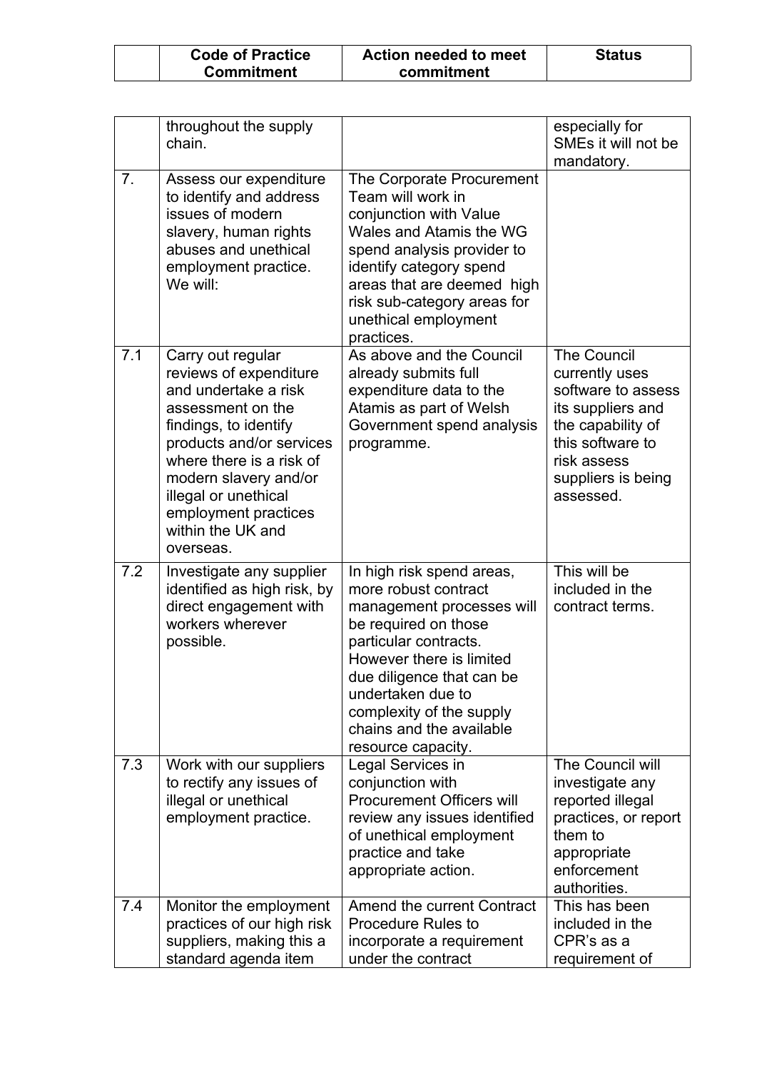| | Code of Practice Commitment | Action needed to meet commitment | Status |
|---|---|---|---|
| | throughout the supply chain. | | especially for SMEs it will not be mandatory. |
| 7. | Assess our expenditure to identify and address issues of modern slavery, human rights abuses and unethical employment practice. We will: | The Corporate Procurement Team will work in conjunction with Value Wales and Atamis the WG spend analysis provider to identify category spend areas that are deemed high risk sub-category areas for unethical employment practices. | |
| 7.1 | Carry out regular reviews of expenditure and undertake a risk assessment on the findings, to identify products and/or services where there is a risk of modern slavery and/or illegal or unethical employment practices within the UK and overseas. | As above and the Council already submits full expenditure data to the Atamis as part of Welsh Government spend analysis programme. | The Council currently uses software to assess its suppliers and the capability of this software to risk assess suppliers is being assessed. |
| 7.2 | Investigate any supplier identified as high risk, by direct engagement with workers wherever possible. | In high risk spend areas, more robust contract management processes will be required on those particular contracts. However there is limited due diligence that can be undertaken due to complexity of the supply chains and the available resource capacity. | This will be included in the contract terms. |
| 7.3 | Work with our suppliers to rectify any issues of illegal or unethical employment practice. | Legal Services in conjunction with Procurement Officers will review any issues identified of unethical employment practice and take appropriate action. | The Council will investigate any reported illegal practices, or report them to appropriate enforcement authorities. |
| 7.4 | Monitor the employment practices of our high risk suppliers, making this a standard agenda item | Amend the current Contract Procedure Rules to incorporate a requirement under the contract | This has been included in the CPR's as a requirement of |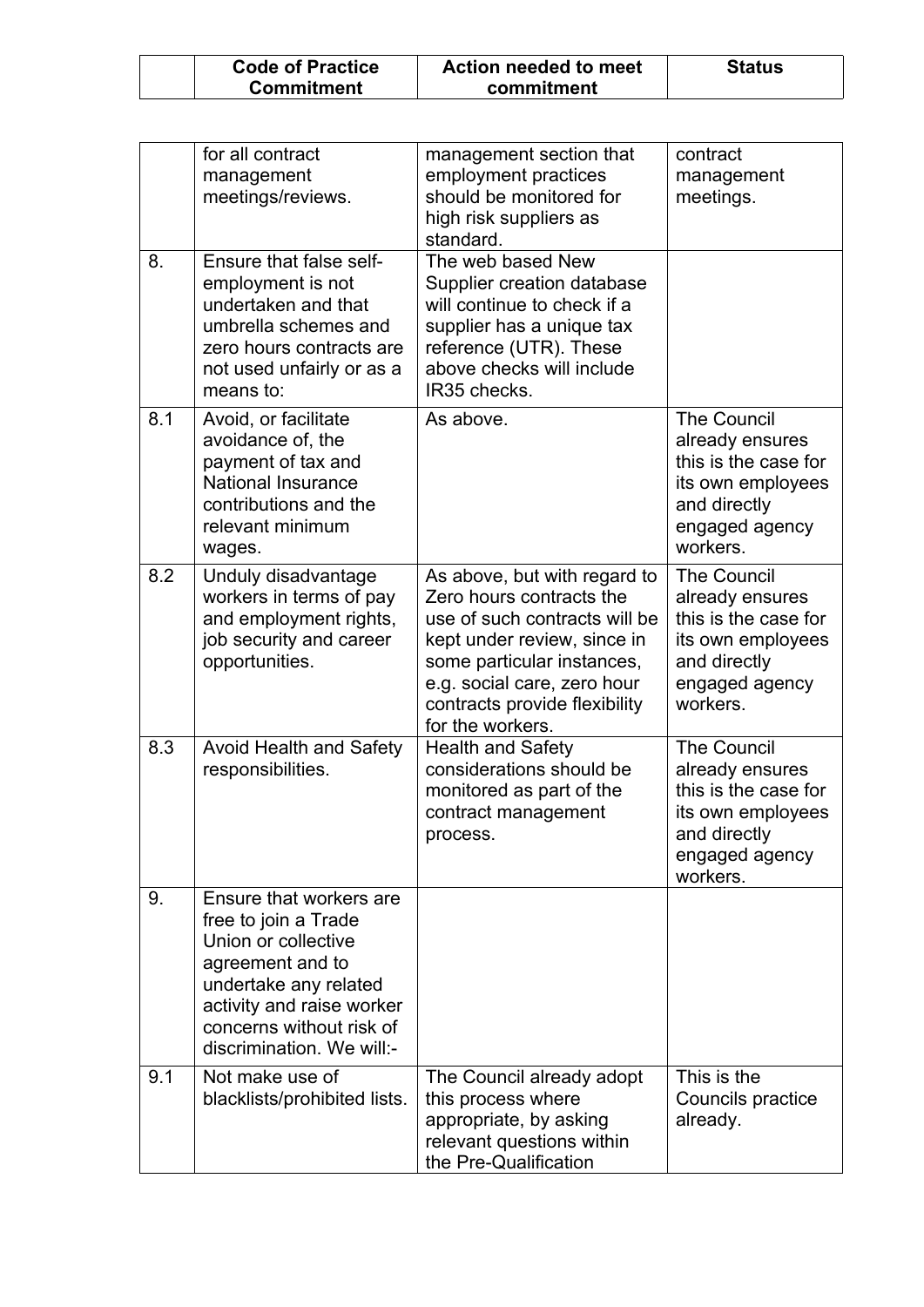| | Code of Practice Commitment | Action needed to meet commitment | Status |
|---|---|---|---|
| | for all contract management meetings/reviews. | management section that employment practices should be monitored for high risk suppliers as standard. | contract management meetings. |
| 8. | Ensure that false self-employment is not undertaken and that umbrella schemes and zero hours contracts are not used unfairly or as a means to: | The web based New Supplier creation database will continue to check if a supplier has a unique tax reference (UTR). These above checks will include IR35 checks. | |
| 8.1 | Avoid, or facilitate avoidance of, the payment of tax and National Insurance contributions and the relevant minimum wages. | As above. | The Council already ensures this is the case for its own employees and directly engaged agency workers. |
| 8.2 | Unduly disadvantage workers in terms of pay and employment rights, job security and career opportunities. | As above, but with regard to Zero hours contracts the use of such contracts will be kept under review, since in some particular instances, e.g. social care, zero hour contracts provide flexibility for the workers. | The Council already ensures this is the case for its own employees and directly engaged agency workers. |
| 8.3 | Avoid Health and Safety responsibilities. | Health and Safety considerations should be monitored as part of the contract management process. | The Council already ensures this is the case for its own employees and directly engaged agency workers. |
| 9. | Ensure that workers are free to join a Trade Union or collective agreement and to undertake any related activity and raise worker concerns without risk of discrimination. We will:- | | |
| 9.1 | Not make use of blacklists/prohibited lists. | The Council already adopt this process where appropriate, by asking relevant questions within the Pre-Qualification | This is the Councils practice already. |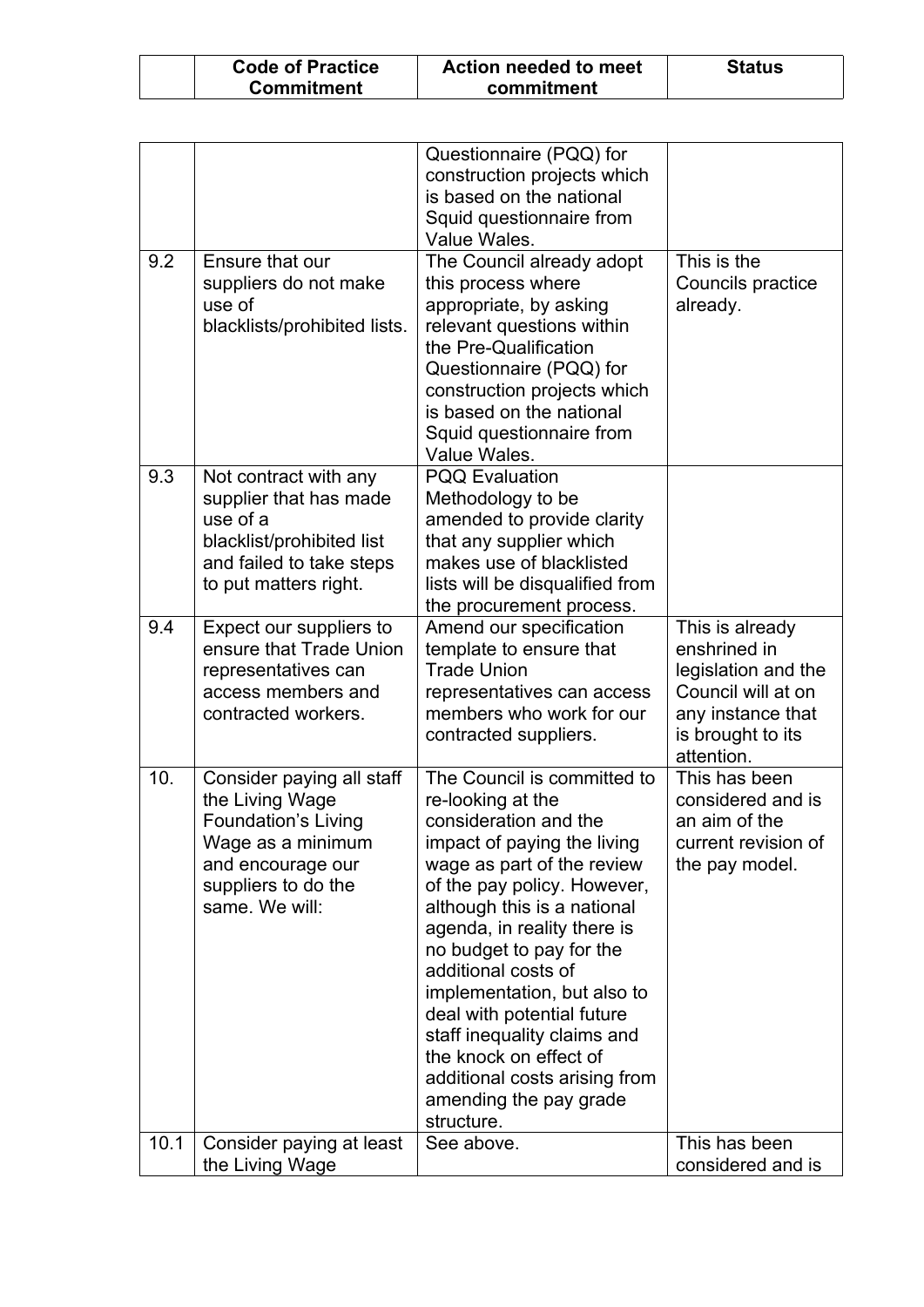|  | Code of Practice Commitment | Action needed to meet commitment | Status |
|---|---|---|---|
|  |  | Questionnaire (PQQ) for construction projects which is based on the national Squid questionnaire from Value Wales. |  |
| 9.2 | Ensure that our suppliers do not make use of blacklists/prohibited lists. | The Council already adopt this process where appropriate, by asking relevant questions within the Pre-Qualification Questionnaire (PQQ) for construction projects which is based on the national Squid questionnaire from Value Wales. | This is the Councils practice already. |
| 9.3 | Not contract with any supplier that has made use of a blacklist/prohibited list and failed to take steps to put matters right. | PQQ Evaluation Methodology to be amended to provide clarity that any supplier which makes use of blacklisted lists will be disqualified from the procurement process. |  |
| 9.4 | Expect our suppliers to ensure that Trade Union representatives can access members and contracted workers. | Amend our specification template to ensure that Trade Union representatives can access members who work for our contracted suppliers. | This is already enshrined in legislation and the Council will at on any instance that is brought to its attention. |
| 10. | Consider paying all staff the Living Wage Foundation's Living Wage as a minimum and encourage our suppliers to do the same. We will: | The Council is committed to re-looking at the consideration and the impact of paying the living wage as part of the review of the pay policy. However, although this is a national agenda, in reality there is no budget to pay for the additional costs of implementation, but also to deal with potential future staff inequality claims and the knock on effect of additional costs arising from amending the pay grade structure. | This has been considered and is an aim of the current revision of the pay model. |
| 10.1 | Consider paying at least the Living Wage | See above. | This has been considered and is |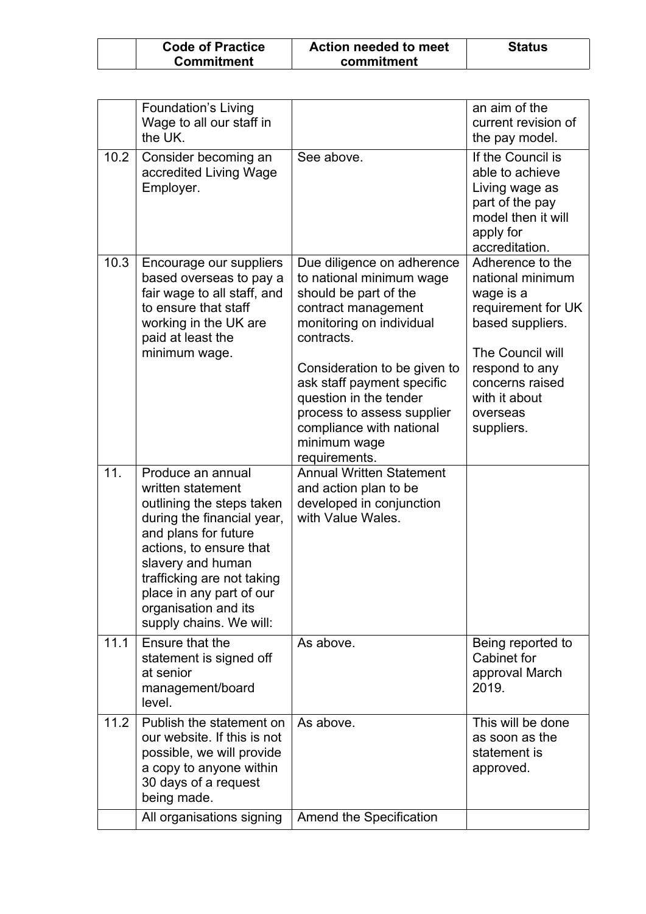|  | Code of Practice Commitment | Action needed to meet commitment | Status |
|---|---|---|---|
|  | Foundation's Living Wage to all our staff in the UK. |  | an aim of the current revision of the pay model. |
| 10.2 | Consider becoming an accredited Living Wage Employer. | See above. | If the Council is able to achieve Living wage as part of the pay model then it will apply for accreditation. |
| 10.3 | Encourage our suppliers based overseas to pay a fair wage to all staff, and to ensure that staff working in the UK are paid at least the minimum wage. | Due diligence on adherence to national minimum wage should be part of the contract management monitoring on individual contracts.<br><br>Consideration to be given to ask staff payment specific question in the tender process to assess supplier compliance with national minimum wage requirements. | Adherence to the national minimum wage is a requirement for UK based suppliers.<br><br>The Council will respond to any concerns raised with it about overseas suppliers. |
| 11. | Produce an annual written statement outlining the steps taken during the financial year, and plans for future actions, to ensure that slavery and human trafficking are not taking place in any part of our organisation and its supply chains. We will: | Annual Written Statement and action plan to be developed in conjunction with Value Wales. |  |
| 11.1 | Ensure that the statement is signed off at senior management/board level. | As above. | Being reported to Cabinet for approval March 2019. |
| 11.2 | Publish the statement on our website. If this is not possible, we will provide a copy to anyone within 30 days of a request being made. | As above. | This will be done as soon as the statement is approved. |
|  | All organisations signing | Amend the Specification |  |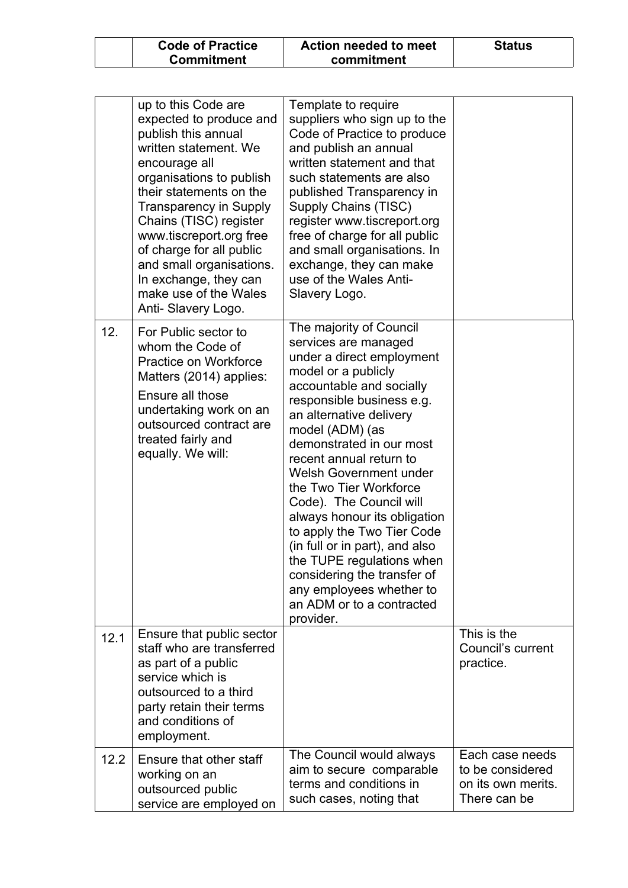|  | Code of Practice Commitment | Action needed to meet commitment | Status |
|---|---|---|---|
|  | up to this Code are expected to produce and publish this annual written statement. We encourage all organisations to publish their statements on the Transparency in Supply Chains (TISC) register www.tiscreport.org free of charge for all public and small organisations. In exchange, they can make use of the Wales Anti- Slavery Logo. | Template to require suppliers who sign up to the Code of Practice to produce and publish an annual written statement and that such statements are also published Transparency in Supply Chains (TISC) register www.tiscreport.org free of charge for all public and small organisations. In exchange, they can make use of the Wales Anti-Slavery Logo. |  |
| 12. | For Public sector to whom the Code of Practice on Workforce Matters (2014) applies:<br>Ensure all those undertaking work on an outsourced contract are treated fairly and equally. We will: | The majority of Council services are managed under a direct employment model or a publicly accountable and socially responsible business e.g. an alternative delivery model (ADM) (as demonstrated in our most recent annual return to Welsh Government under the Two Tier Workforce Code). The Council will always honour its obligation to apply the Two Tier Code (in full or in part), and also the TUPE regulations when considering the transfer of any employees whether to an ADM or to a contracted provider. |  |
| 12.1 | Ensure that public sector staff who are transferred as part of a public service which is outsourced to a third party retain their terms and conditions of employment. |  | This is the Council's current practice. |
| 12.2 | Ensure that other staff working on an outsourced public service are employed on | The Council would always aim to secure comparable terms and conditions in such cases, noting that | Each case needs to be considered on its own merits. There can be |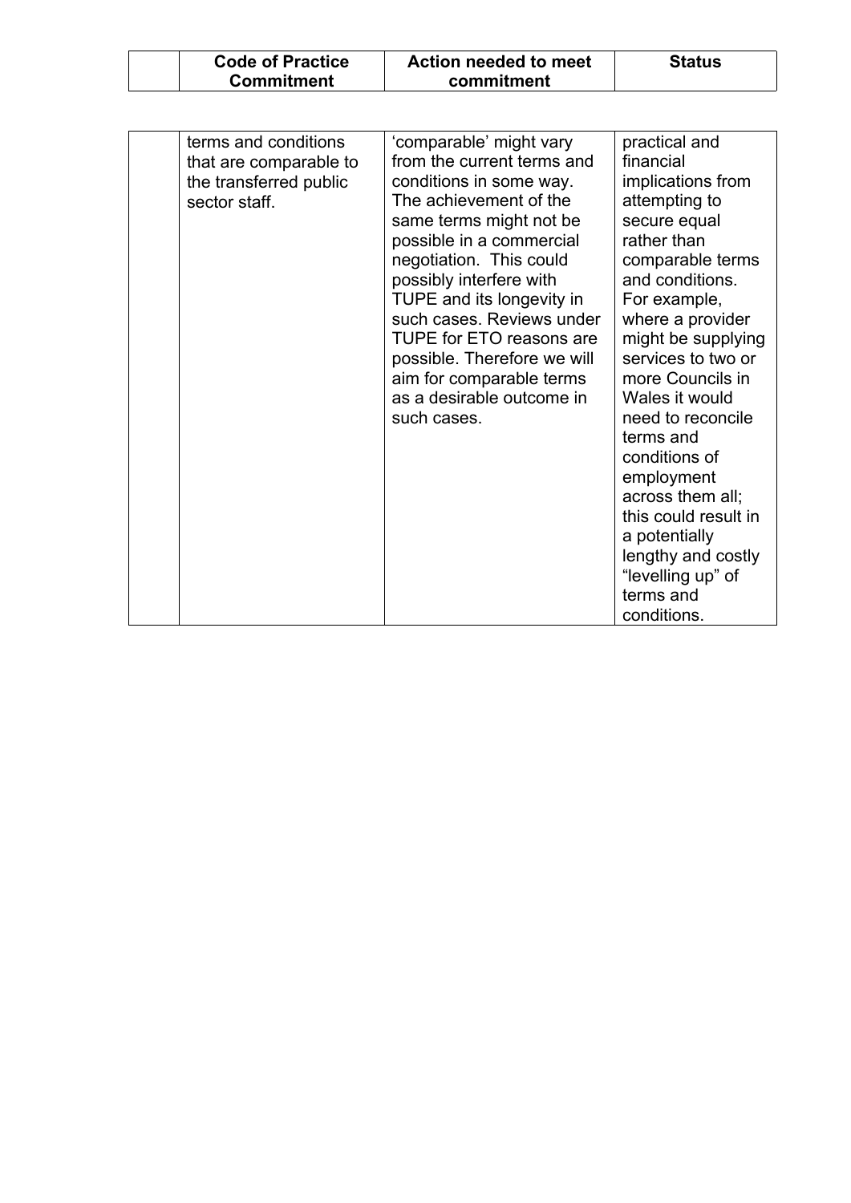| | Code of Practice Commitment | Action needed to meet commitment | Status |
|---|---|---|---|
| | terms and conditions that are comparable to the transferred public sector staff. | 'comparable' might vary from the current terms and conditions in some way. The achievement of the same terms might not be possible in a commercial negotiation. This could possibly interfere with TUPE and its longevity in such cases. Reviews under TUPE for ETO reasons are possible. Therefore we will aim for comparable terms as a desirable outcome in such cases. | practical and financial implications from attempting to secure equal rather than comparable terms and conditions. For example, where a provider might be supplying services to two or more Councils in Wales it would need to reconcile terms and conditions of employment across them all; this could result in a potentially lengthy and costly "levelling up" of terms and conditions. |